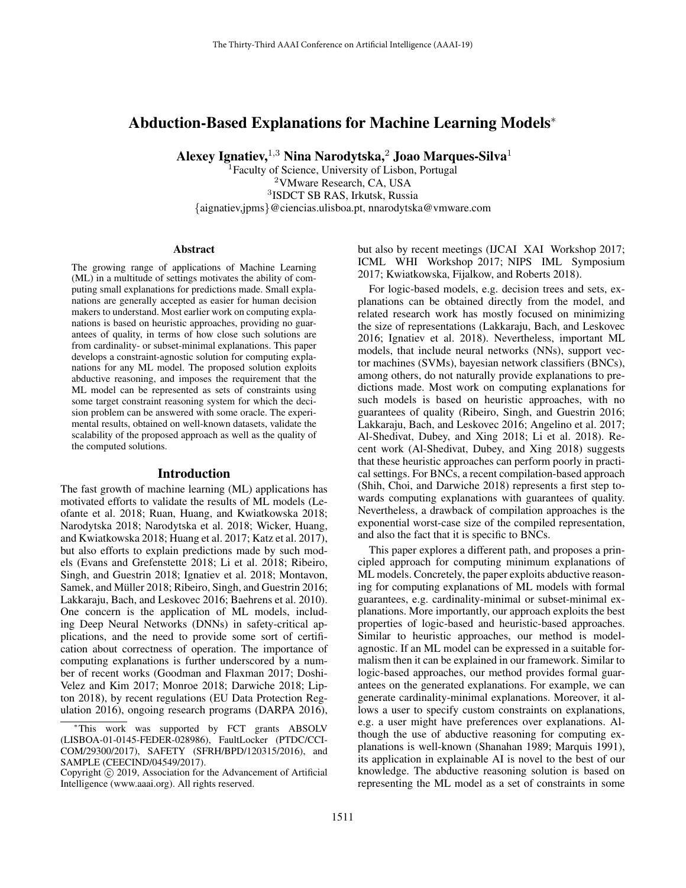# Abduction-Based Explanations for Machine Learning Models*

**Alexey Ignatiev,[1,3] Nina Narodytska,[2] Joao Marques-Silva[1]**

[1]Faculty of Science, University of Lisbon, Portugal
[2]VMware Research, CA, USA
[3]ISDCT SB RAS, Irkutsk, Russia
{aignatiev,jpms}@ciencias.ulisboa.pt, nnarodytska@vmware.com

## Abstract

The growing range of applications of Machine Learning (ML) in a multitude of settings motivates the ability of computing small explanations for predictions made. Small explanations are generally accepted as easier for human decision makers to understand. Most earlier work on computing explanations is based on heuristic approaches, providing no guarantees of quality, in terms of how close such solutions are from cardinality- or subset-minimal explanations. This paper develops a constraint-agnostic solution for computing explanations for any ML model. The proposed solution exploits abductive reasoning, and imposes the requirement that the ML model can be represented as sets of constraints using some target constraint reasoning system for which the decision problem can be answered with some oracle. The experimental results, obtained on well-known datasets, validate the scalability of the proposed approach as well as the quality of the computed solutions.

## Introduction

The fast growth of machine learning (ML) applications has motivated efforts to validate the results of ML models (Leofante et al. 2018; Ruan, Huang, and Kwiatkowska 2018; Narodytska 2018; Narodytska et al. 2018; Wicker, Huang, and Kwiatkowska 2018; Huang et al. 2017; Katz et al. 2017), but also efforts to explain predictions made by such models (Evans and Grefenstette 2018; Li et al. 2018; Ribeiro, Singh, and Guestrin 2018; Ignatiev et al. 2018; Montavon, Samek, and Müller 2018; Ribeiro, Singh, and Guestrin 2016; Lakkaraju, Bach, and Leskovec 2016; Baehrens et al. 2010). One concern is the application of ML models, including Deep Neural Networks (DNNs) in safety-critical applications, and the need to provide some sort of certification about correctness of operation. The importance of computing explanations is further underscored by a number of recent works (Goodman and Flaxman 2017; Doshi-Velez and Kim 2017; Monroe 2018; Darwiche 2018; Lipton 2018), by recent regulations (EU Data Protection Regulation 2016), ongoing research programs (DARPA 2016), but also by recent meetings (IJCAI XAI Workshop 2017; ICML WHI Workshop 2017; NIPS IML Symposium 2017; Kwiatkowska, Fijalkow, and Roberts 2018).

For logic-based models, e.g. decision trees and sets, explanations can be obtained directly from the model, and related research work has mostly focused on minimizing the size of representations (Lakkaraju, Bach, and Leskovec 2016; Ignatiev et al. 2018). Nevertheless, important ML models, that include neural networks (NNs), support vector machines (SVMs), bayesian network classifiers (BNCs), among others, do not naturally provide explanations to predictions made. Most work on computing explanations for such models is based on heuristic approaches, with no guarantees of quality (Ribeiro, Singh, and Guestrin 2016; Lakkaraju, Bach, and Leskovec 2016; Angelino et al. 2017; Al-Shedivat, Dubey, and Xing 2018; Li et al. 2018). Recent work (Al-Shedivat, Dubey, and Xing 2018) suggests that these heuristic approaches can perform poorly in practical settings. For BNCs, a recent compilation-based approach (Shih, Choi, and Darwiche 2018) represents a first step towards computing explanations with guarantees of quality. Nevertheless, a drawback of compilation approaches is the exponential worst-case size of the compiled representation, and also the fact that it is specific to BNCs.

This paper explores a different path, and proposes a principled approach for computing minimum explanations of ML models. Concretely, the paper exploits abductive reasoning for computing explanations of ML models with formal guarantees, e.g. cardinality-minimal or subset-minimal explanations. More importantly, our approach exploits the best properties of logic-based and heuristic-based approaches. Similar to heuristic approaches, our method is model-agnostic. If an ML model can be expressed in a suitable formalism then it can be explained in our framework. Similar to logic-based approaches, our method provides formal guarantees on the generated explanations. For example, we can generate cardinality-minimal explanations. Moreover, it allows a user to specify custom constraints on explanations, e.g. a user might have preferences over explanations. Although the use of abductive reasoning for computing explanations is well-known (Shanahan 1989; Marquis 1991), its application in explainable AI is novel to the best of our knowledge. The abductive reasoning solution is based on representing the ML model as a set of constraints in some

*This work was supported by FCT grants ABSOLV (LISBOA-01-0145-FEDER-028986), FaultLocker (PTDC/CCI-COM/29300/2017), SAFETY (SFRH/BPD/120315/2016), and SAMPLE (CEECIND/04549/2017).

Copyright © 2019, Association for the Advancement of Artificial Intelligence (www.aaai.org). All rights reserved.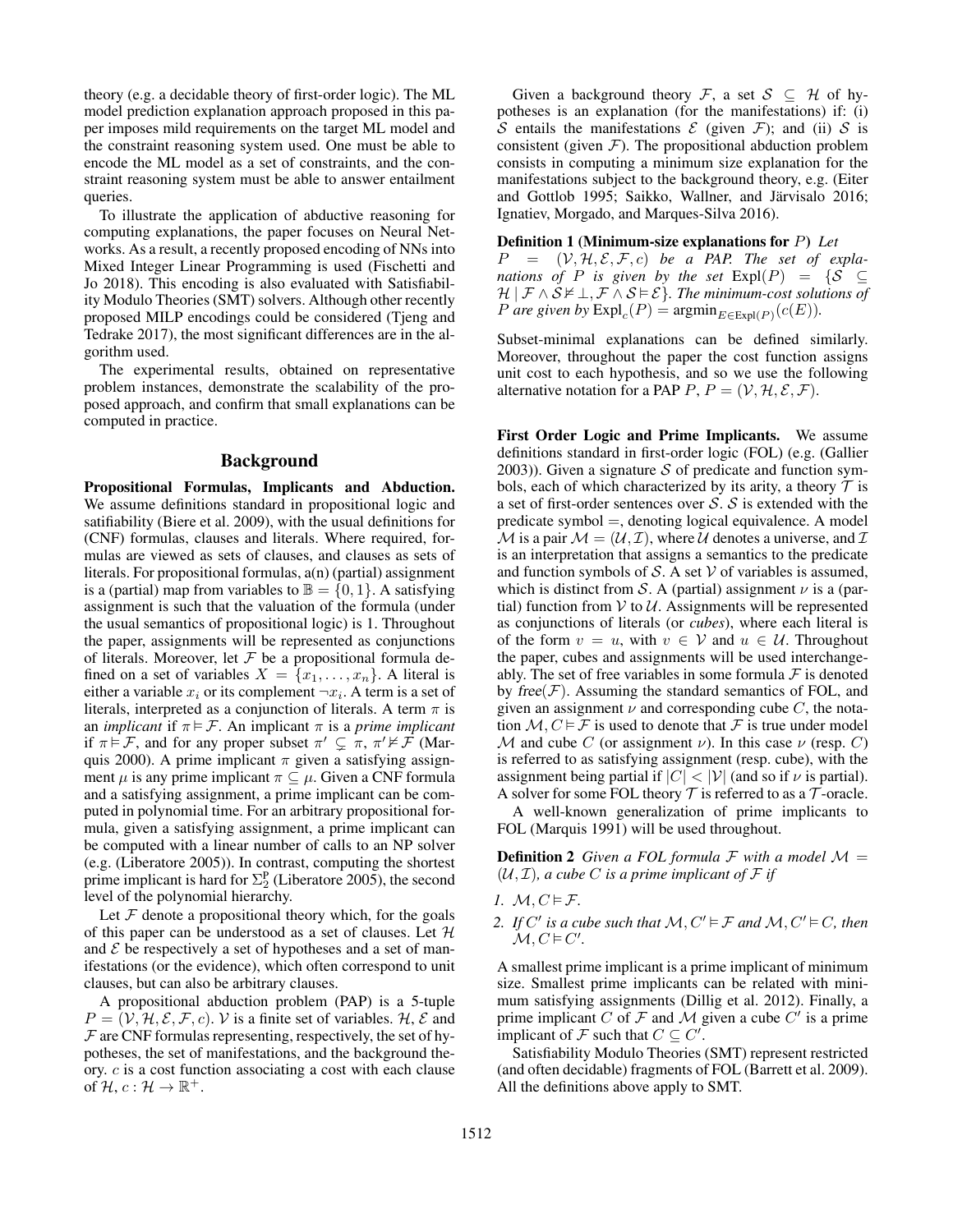theory (e.g. a decidable theory of first-order logic). The ML model prediction explanation approach proposed in this paper imposes mild requirements on the target ML model and the constraint reasoning system used. One must be able to encode the ML model as a set of constraints, and the constraint reasoning system must be able to answer entailment queries.

To illustrate the application of abductive reasoning for computing explanations, the paper focuses on Neural Networks. As a result, a recently proposed encoding of NNs into Mixed Integer Linear Programming is used (Fischetti and Jo 2018). This encoding is also evaluated with Satisfiability Modulo Theories (SMT) solvers. Although other recently proposed MILP encodings could be considered (Tjeng and Tedrake 2017), the most significant differences are in the algorithm used.

The experimental results, obtained on representative problem instances, demonstrate the scalability of the proposed approach, and confirm that small explanations can be computed in practice.

## Background

**Propositional Formulas, Implicants and Abduction.** We assume definitions standard in propositional logic and satifiability (Biere et al. 2009), with the usual definitions for (CNF) formulas, clauses and literals. Where required, formulas are viewed as sets of clauses, and clauses as sets of literals. For propositional formulas, a(n) (partial) assignment is a (partial) map from variables to $\mathbb{B} = \{0, 1\}$. A satisfying assignment is such that the valuation of the formula (under the usual semantics of propositional logic) is 1. Throughout the paper, assignments will be represented as conjunctions of literals. Moreover, let $\mathcal{F}$ be a propositional formula defined on a set of variables $X = \{x_1, \ldots, x_n\}$. A literal is either a variable $x_i$ or its complement $\neg x_i$. A term is a set of literals, interpreted as a conjunction of literals. A term $\pi$ is an *implicant* if $\pi \vDash \mathcal{F}$. An implicant $\pi$ is a *prime implicant* if $\pi \vDash \mathcal{F}$, and for any proper subset $\pi' \subsetneq \pi$, $\pi' \nvDash \mathcal{F}$ (Marquis 2000). A prime implicant $\pi$ given a satisfying assignment $\mu$ is any prime implicant $\pi \subseteq \mu$. Given a CNF formula and a satisfying assignment, a prime implicant can be computed in polynomial time. For an arbitrary propositional formula, given a satisfying assignment, a prime implicant can be computed with a linear number of calls to an NP solver (e.g. (Liberatore 2005)). In contrast, computing the shortest prime implicant is hard for $\Sigma_2^{\text{P}}$ (Liberatore 2005), the second level of the polynomial hierarchy.

Let $\mathcal{F}$ denote a propositional theory which, for the goals of this paper can be understood as a set of clauses. Let $\mathcal{H}$ and $\mathcal{E}$ be respectively a set of hypotheses and a set of manifestations (or the evidence), which often correspond to unit clauses, but can also be arbitrary clauses.

A propositional abduction problem (PAP) is a 5-tuple $P = (\mathcal{V}, \mathcal{H}, \mathcal{E}, \mathcal{F}, c)$. $\mathcal{V}$ is a finite set of variables. $\mathcal{H}$, $\mathcal{E}$ and $\mathcal{F}$ are CNF formulas representing, respectively, the set of hypotheses, the set of manifestations, and the background theory. $c$ is a cost function associating a cost with each clause of $\mathcal{H}$, $c : \mathcal{H} \rightarrow \mathbb{R}^+$.

Given a background theory $\mathcal{F}$, a set $\mathcal{S} \subseteq \mathcal{H}$ of hypotheses is an explanation (for the manifestations) if: (i) $\mathcal{S}$ entails the manifestations $\mathcal{E}$ (given $\mathcal{F}$); and (ii) $\mathcal{S}$ is consistent (given $\mathcal{F}$). The propositional abduction problem consists in computing a minimum size explanation for the manifestations subject to the background theory, e.g. (Eiter and Gottlob 1995; Saikko, Wallner, and Järvisalo 2016; Ignatiev, Morgado, and Marques-Silva 2016).

**Definition 1 (Minimum-size explanations for $P$)** *Let $P = (\mathcal{V}, \mathcal{H}, \mathcal{E}, \mathcal{F}, c)$ be a PAP. The set of explanations of $P$ is given by the set $\text{Expl}(P) = \{\mathcal{S} \subseteq \mathcal{H} \mid \mathcal{F} \wedge \mathcal{S} \nvDash \bot, \mathcal{F} \wedge \mathcal{S} \vDash \mathcal{E}\}$. The minimum-cost solutions of $P$ are given by $\text{Expl}_c(P) = \text{argmin}_{E \in \text{Expl}(P)}(c(E))$.*

Subset-minimal explanations can be defined similarly. Moreover, throughout the paper the cost function assigns unit cost to each hypothesis, and so we use the following alternative notation for a PAP $P$, $P = (\mathcal{V}, \mathcal{H}, \mathcal{E}, \mathcal{F})$.

**First Order Logic and Prime Implicants.** We assume definitions standard in first-order logic (FOL) (e.g. (Gallier 2003)). Given a signature $\mathcal{S}$ of predicate and function symbols, each of which characterized by its arity, a theory $\mathcal{T}$ is a set of first-order sentences over $\mathcal{S}$. $\mathcal{S}$ is extended with the predicate symbol $=$, denoting logical equivalence. A model $\mathcal{M}$ is a pair $\mathcal{M} = (\mathcal{U}, \mathcal{I})$, where $\mathcal{U}$ denotes a universe, and $\mathcal{I}$ is an interpretation that assigns a semantics to the predicate and function symbols of $\mathcal{S}$. A set $\mathcal{V}$ of variables is assumed, which is distinct from $\mathcal{S}$. A (partial) assignment $\nu$ is a (partial) function from $\mathcal{V}$ to $\mathcal{U}$. Assignments will be represented as conjunctions of literals (or *cubes*), where each literal is of the form $v = u$, with $v \in \mathcal{V}$ and $u \in \mathcal{U}$. Throughout the paper, cubes and assignments will be used interchangeably. The set of free variables in some formula $\mathcal{F}$ is denoted by $\mathit{free}(\mathcal{F})$. Assuming the standard semantics of FOL, and given an assignment $\nu$ and corresponding cube $C$, the notation $\mathcal{M}, C \vDash \mathcal{F}$ is used to denote that $\mathcal{F}$ is true under model $\mathcal{M}$ and cube $C$ (or assignment $\nu$). In this case $\nu$ (resp. $C$) is referred to as satisfying assignment (resp. cube), with the assignment being partial if $|C| < |\mathcal{V}|$ (and so if $\nu$ is partial). A solver for some FOL theory $\mathcal{T}$ is referred to as a $\mathcal{T}$-oracle.

A well-known generalization of prime implicants to FOL (Marquis 1991) will be used throughout.

**Definition 2** *Given a FOL formula $\mathcal{F}$ with a model $\mathcal{M} = (\mathcal{U}, \mathcal{I})$, a cube $C$ is a prime implicant of $\mathcal{F}$ if*

1. *$\mathcal{M}, C \vDash \mathcal{F}$.*
2. *If $C'$ is a cube such that $\mathcal{M}, C' \vDash \mathcal{F}$ and $\mathcal{M}, C' \vDash C$, then $\mathcal{M}, C \vDash C'$.*

A smallest prime implicant is a prime implicant of minimum size. Smallest prime implicants can be related with minimum satisfying assignments (Dillig et al. 2012). Finally, a prime implicant $C$ of $\mathcal{F}$ and $\mathcal{M}$ given a cube $C'$ is a prime implicant of $\mathcal{F}$ such that $C \subseteq C'$.

Satisfiability Modulo Theories (SMT) represent restricted (and often decidable) fragments of FOL (Barrett et al. 2009). All the definitions above apply to SMT.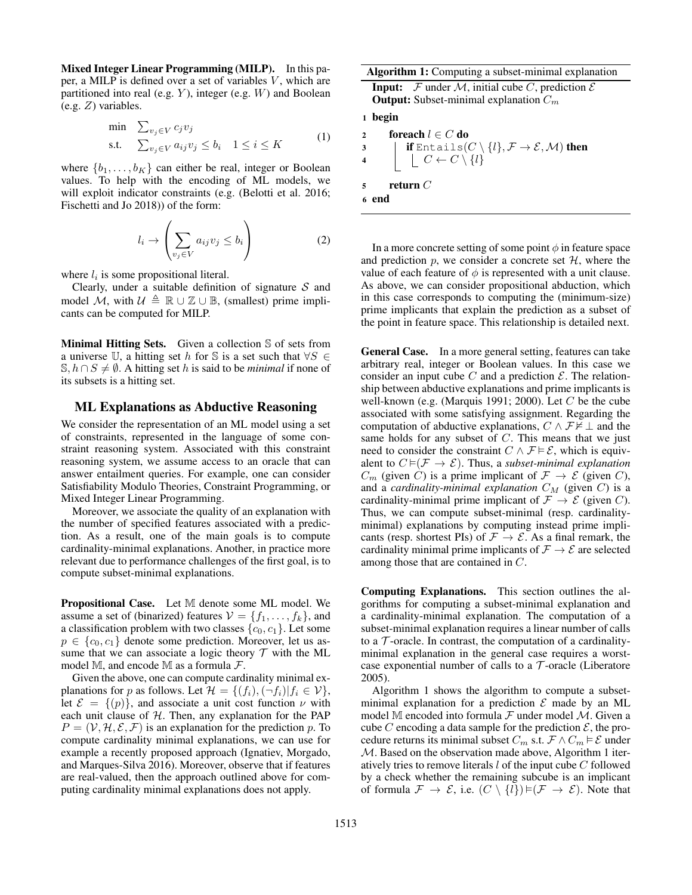**Mixed Integer Linear Programming (MILP).** In this paper, a MILP is defined over a set of variables $V$, which are partitioned into real (e.g. $Y$), integer (e.g. $W$) and Boolean (e.g. $Z$) variables.

$$\begin{array}{ll} \min & \sum_{v_j \in V} c_j v_j \\ \text{s.t.} & \sum_{v_j \in V} a_{ij} v_j \leq b_i \quad 1 \leq i \leq K \end{array} \tag{1}$$

where $\{b_1, \ldots, b_K\}$ can either be real, integer or Boolean values. To help with the encoding of ML models, we will exploit indicator constraints (e.g. (Belotti et al. 2016; Fischetti and Jo 2018)) of the form:

$$l_i \rightarrow \left( \sum_{v_j \in V} a_{ij} v_j \leq b_i \right) \tag{2}$$

where $l_i$ is some propositional literal.

Clearly, under a suitable definition of signature $\mathcal{S}$ and model $\mathcal{M}$, with $\mathcal{U} \triangleq \mathbb{R} \cup \mathbb{Z} \cup \mathbb{B}$, (smallest) prime implicants can be computed for MILP.

**Minimal Hitting Sets.** Given a collection $\mathbb{S}$ of sets from a universe $\mathbb{U}$, a hitting set $h$ for $\mathbb{S}$ is a set such that $\forall S \in \mathbb{S}, h \cap S \neq \emptyset$. A hitting set $h$ is said to be *minimal* if none of its subsets is a hitting set.

## ML Explanations as Abductive Reasoning

We consider the representation of an ML model using a set of constraints, represented in the language of some constraint reasoning system. Associated with this constraint reasoning system, we assume access to an oracle that can answer entailment queries. For example, one can consider Satisfiability Modulo Theories, Constraint Programming, or Mixed Integer Linear Programming.

Moreover, we associate the quality of an explanation with the number of specified features associated with a prediction. As a result, one of the main goals is to compute cardinality-minimal explanations. Another, in practice more relevant due to performance challenges of the first goal, is to compute subset-minimal explanations.

**Propositional Case.** Let $\mathbb{M}$ denote some ML model. We assume a set of (binarized) features $\mathcal{V} = \{f_1, \ldots, f_k\}$, and a classification problem with two classes $\{c_0, c_1\}$. Let some $p \in \{c_0, c_1\}$ denote some prediction. Moreover, let us assume that we can associate a logic theory $\mathcal{T}$ with the ML model $\mathbb{M}$, and encode $\mathbb{M}$ as a formula $\mathcal{F}$.

Given the above, one can compute cardinality minimal explanations for $p$ as follows. Let $\mathcal{H} = \{(f_i), (\neg f_i) | f_i \in \mathcal{V}\}$, let $\mathcal{E} = \{(p)\}$, and associate a unit cost function $\nu$ with each unit clause of $\mathcal{H}$. Then, any explanation for the PAP $P = (\mathcal{V}, \mathcal{H}, \mathcal{E}, \mathcal{F})$ is an explanation for the prediction $p$. To compute cardinality minimal explanations, we can use for example a recently proposed approach (Ignatiev, Morgado, and Marques-Silva 2016). Moreover, observe that if features are real-valued, then the approach outlined above for computing cardinality minimal explanations does not apply.

**Algorithm 1:** Computing a subset-minimal explanation

**Input:** $\mathcal{F}$ under $\mathcal{M}$, initial cube $C$, prediction $\mathcal{E}$
**Output:** Subset-minimal explanation $C_m$

```
1 begin
2     foreach l ∈ C do
3         if Entails(C \ {l}, F → E, M) then
4             C ← C \ {l}
5     return C
6 end
```

In a more concrete setting of some point $\phi$ in feature space and prediction $p$, we consider a concrete set $\mathcal{H}$, where the value of each feature of $\phi$ is represented with a unit clause. As above, we can consider propositional abduction, which in this case corresponds to computing the (minimum-size) prime implicants that explain the prediction as a subset of the point in feature space. This relationship is detailed next.

**General Case.** In a more general setting, features can take arbitrary real, integer or Boolean values. In this case we consider an input cube $C$ and a prediction $\mathcal{E}$. The relationship between abductive explanations and prime implicants is well-known (e.g. (Marquis 1991; 2000). Let $C$ be the cube associated with some satisfying assignment. Regarding the computation of abductive explanations, $C \wedge \mathcal{F} \nvDash \bot$ and the same holds for any subset of $C$. This means that we just need to consider the constraint $C \wedge \mathcal{F} \vDash \mathcal{E}$, which is equivalent to $C \vDash (\mathcal{F} \rightarrow \mathcal{E})$. Thus, a *subset-minimal explanation* $C_m$ (given $C$) is a prime implicant of $\mathcal{F} \rightarrow \mathcal{E}$ (given $C$), and a *cardinality-minimal explanation* $C_M$ (given $C$) is a cardinality-minimal prime implicant of $\mathcal{F} \rightarrow \mathcal{E}$ (given $C$). Thus, we can compute subset-minimal (resp. cardinality-minimal) explanations by computing instead prime implicants (resp. shortest PIs) of $\mathcal{F} \rightarrow \mathcal{E}$. As a final remark, the cardinality minimal prime implicants of $\mathcal{F} \rightarrow \mathcal{E}$ are selected among those that are contained in $C$.

**Computing Explanations.** This section outlines the algorithms for computing a subset-minimal explanation and a cardinality-minimal explanation. The computation of a subset-minimal explanation requires a linear number of calls to a $\mathcal{T}$-oracle. In contrast, the computation of a cardinality-minimal explanation in the general case requires a worst-case exponential number of calls to a $\mathcal{T}$-oracle (Liberatore 2005).

Algorithm 1 shows the algorithm to compute a subset-minimal explanation for a prediction $\mathcal{E}$ made by an ML model $\mathbb{M}$ encoded into formula $\mathcal{F}$ under model $\mathcal{M}$. Given a cube $C$ encoding a data sample for the prediction $\mathcal{E}$, the procedure returns its minimal subset $C_m$ s.t. $\mathcal{F} \wedge C_m \vDash \mathcal{E}$ under $\mathcal{M}$. Based on the observation made above, Algorithm 1 iteratively tries to remove literals $l$ of the input cube $C$ followed by a check whether the remaining subcube is an implicant of formula $\mathcal{F} \rightarrow \mathcal{E}$, i.e. $(C \setminus \{l\}) \vDash (\mathcal{F} \rightarrow \mathcal{E})$. Note that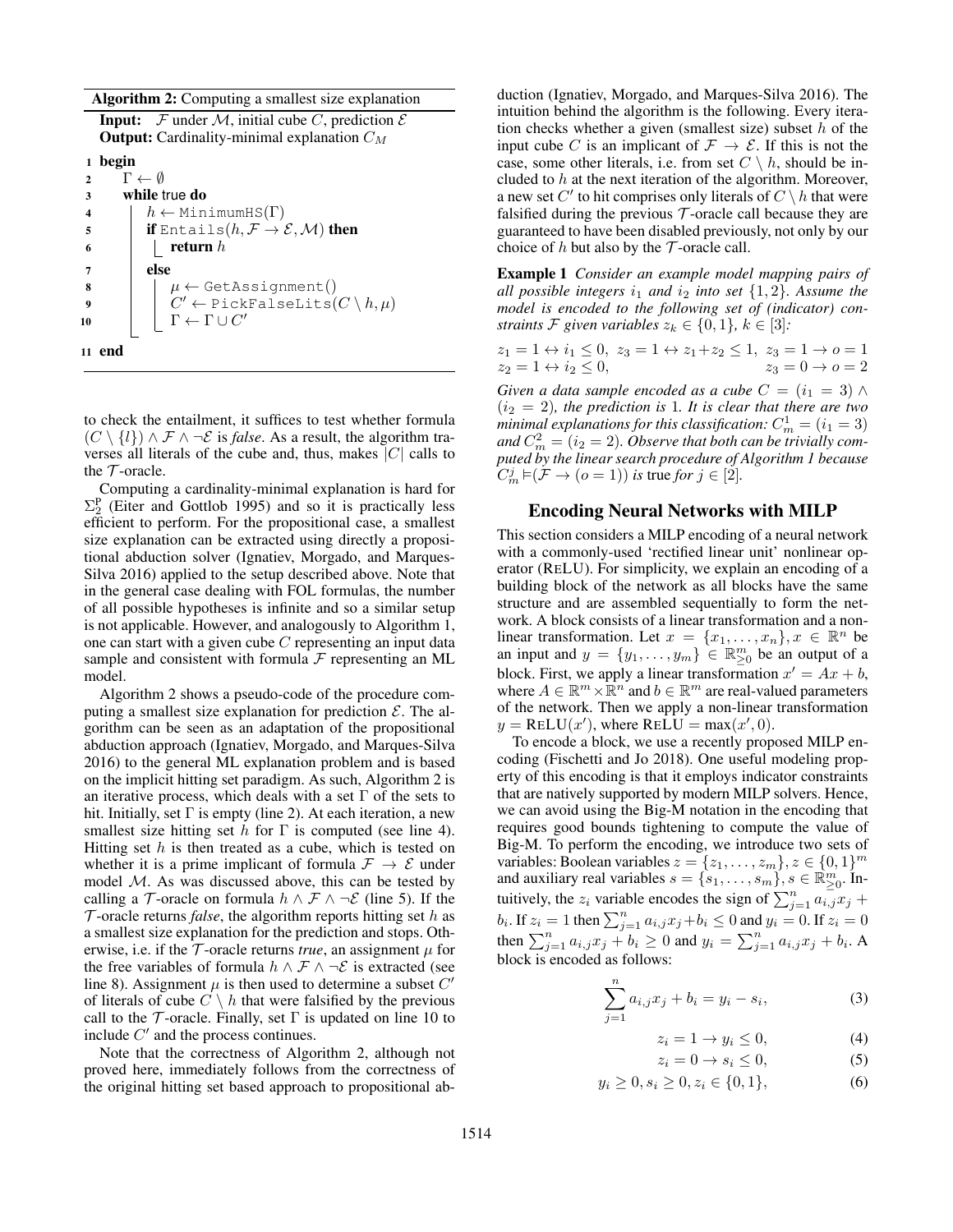**Algorithm 2:** Computing a smallest size explanation

```
Input: F under M, initial cube C, prediction E
Output: Cardinality-minimal explanation C_M
1  begin
2      Γ ← ∅
3      while true do
4          h ← MinimumHS(Γ)
5          if Entails(h, F → E, M) then
6              return h
7          else
8              μ ← GetAssignment()
9              C' ← PickFalseLits(C \ h, μ)
10             Γ ← Γ ∪ C'
11 end
```

to check the entailment, it suffices to test whether formula $(C \setminus \{l\}) \wedge \mathcal{F} \wedge \neg\mathcal{E}$ is *false*. As a result, the algorithm traverses all literals of the cube and, thus, makes $|C|$ calls to the $\mathcal{T}$-oracle.

Computing a cardinality-minimal explanation is hard for $\Sigma_2^{\mathrm{P}}$ (Eiter and Gottlob 1995) and so it is practically less efficient to perform. For the propositional case, a smallest size explanation can be extracted using directly a propositional abduction solver (Ignatiev, Morgado, and Marques-Silva 2016) applied to the setup described above. Note that in the general case dealing with FOL formulas, the number of all possible hypotheses is infinite and so a similar setup is not applicable. However, and analogously to Algorithm 1, one can start with a given cube $C$ representing an input data sample and consistent with formula $\mathcal{F}$ representing an ML model.

Algorithm 2 shows a pseudo-code of the procedure computing a smallest size explanation for prediction $\mathcal{E}$. The algorithm can be seen as an adaptation of the propositional abduction approach (Ignatiev, Morgado, and Marques-Silva 2016) to the general ML explanation problem and is based on the implicit hitting set paradigm. As such, Algorithm 2 is an iterative process, which deals with a set $\Gamma$ of the sets to hit. Initially, set $\Gamma$ is empty (line 2). At each iteration, a new smallest size hitting set $h$ for $\Gamma$ is computed (see line 4). Hitting set $h$ is then treated as a cube, which is tested on whether it is a prime implicant of formula $\mathcal{F} \rightarrow \mathcal{E}$ under model $\mathcal{M}$. As was discussed above, this can be tested by calling a $\mathcal{T}$-oracle on formula $h \wedge \mathcal{F} \wedge \neg\mathcal{E}$ (line 5). If the $\mathcal{T}$-oracle returns *false*, the algorithm reports hitting set $h$ as a smallest size explanation for the prediction and stops. Otherwise, i.e. if the $\mathcal{T}$-oracle returns *true*, an assignment $\mu$ for the free variables of formula $h \wedge \mathcal{F} \wedge \neg\mathcal{E}$ is extracted (see line 8). Assignment $\mu$ is then used to determine a subset $C'$ of literals of cube $C \setminus h$ that were falsified by the previous call to the $\mathcal{T}$-oracle. Finally, set $\Gamma$ is updated on line 10 to include $C'$ and the process continues.

Note that the correctness of Algorithm 2, although not proved here, immediately follows from the correctness of the original hitting set based approach to propositional abduction (Ignatiev, Morgado, and Marques-Silva 2016). The intuition behind the algorithm is the following. Every iteration checks whether a given (smallest size) subset $h$ of the input cube $C$ is an implicant of $\mathcal{F} \rightarrow \mathcal{E}$. If this is not the case, some other literals, i.e. from set $C \setminus h$, should be included to $h$ at the next iteration of the algorithm. Moreover, a new set $C'$ to hit comprises only literals of $C \setminus h$ that were falsified during the previous $\mathcal{T}$-oracle call because they are guaranteed to have been disabled previously, not only by our choice of $h$ but also by the $\mathcal{T}$-oracle call.

**Example 1** *Consider an example model mapping pairs of all possible integers $i_1$ and $i_2$ into set $\{1, 2\}$. Assume the model is encoded to the following set of (indicator) constraints $\mathcal{F}$ given variables $z_k \in \{0, 1\}$, $k \in [3]$:*

$$z_1 = 1 \leftrightarrow i_1 \leq 0, \;\; z_3 = 1 \leftrightarrow z_1 + z_2 \leq 1, \;\; z_3 = 1 \rightarrow o = 1$$
$$z_2 = 1 \leftrightarrow i_2 \leq 0, \qquad\qquad\qquad\qquad\qquad z_3 = 0 \rightarrow o = 2$$

*Given a data sample encoded as a cube $C = (i_1 = 3) \wedge (i_2 = 2)$, the prediction is 1. It is clear that there are two minimal explanations for this classification: $C_m^1 = (i_1 = 3)$ and $C_m^2 = (i_2 = 2)$. Observe that both can be trivially computed by the linear search procedure of Algorithm 1 because $C_m^j \vDash (\mathcal{F} \rightarrow (o = 1))$ is true for $j \in [2]$.*

## Encoding Neural Networks with MILP

This section considers a MILP encoding of a neural network with a commonly-used 'rectified linear unit' nonlinear operator (ReLU). For simplicity, we explain an encoding of a building block of the network as all blocks have the same structure and are assembled sequentially to form the network. A block consists of a linear transformation and a nonlinear transformation. Let $x = \{x_1, \ldots, x_n\}, x \in \mathbb{R}^n$ be an input and $y = \{y_1, \ldots, y_m\} \in \mathbb{R}^m_{\geq 0}$ be an output of a block. First, we apply a linear transformation $x' = Ax + b$, where $A \in \mathbb{R}^m \times \mathbb{R}^n$ and $b \in \mathbb{R}^m$ are real-valued parameters of the network. Then we apply a non-linear transformation $y = \text{ReLU}(x')$, where $\text{ReLU} = \max(x', 0)$.

To encode a block, we use a recently proposed MILP encoding (Fischetti and Jo 2018). One useful modeling property of this encoding is that it employs indicator constraints that are natively supported by modern MILP solvers. Hence, we can avoid using the Big-M notation in the encoding that requires good bounds tightening to compute the value of Big-M. To perform the encoding, we introduce two sets of variables: Boolean variables $z = \{z_1, \ldots, z_m\}, z \in \{0, 1\}^m$ and auxiliary real variables $s = \{s_1, \ldots, s_m\}, s \in \mathbb{R}^m_{\geq 0}$. Intuitively, the $z_i$ variable encodes the sign of $\sum_{j=1}^n a_{i,j}x_j + b_i$. If $z_i = 1$ then $\sum_{j=1}^n a_{i,j}x_j + b_i \leq 0$ and $y_i = 0$. If $z_i = 0$ then $\sum_{j=1}^n a_{i,j}x_j + b_i \geq 0$ and $y_i = \sum_{j=1}^n a_{i,j}x_j + b_i$. A block is encoded as follows:

$$\sum_{j=1}^{n} a_{i,j}x_j + b_i = y_i - s_i, \tag{3}$$

$$z_i = 1 \rightarrow y_i \leq 0, \tag{4}$$

$$z_i = 0 \rightarrow s_i \leq 0, \tag{5}$$

$$y_i \geq 0, s_i \geq 0, z_i \in \{0, 1\}, \tag{6}$$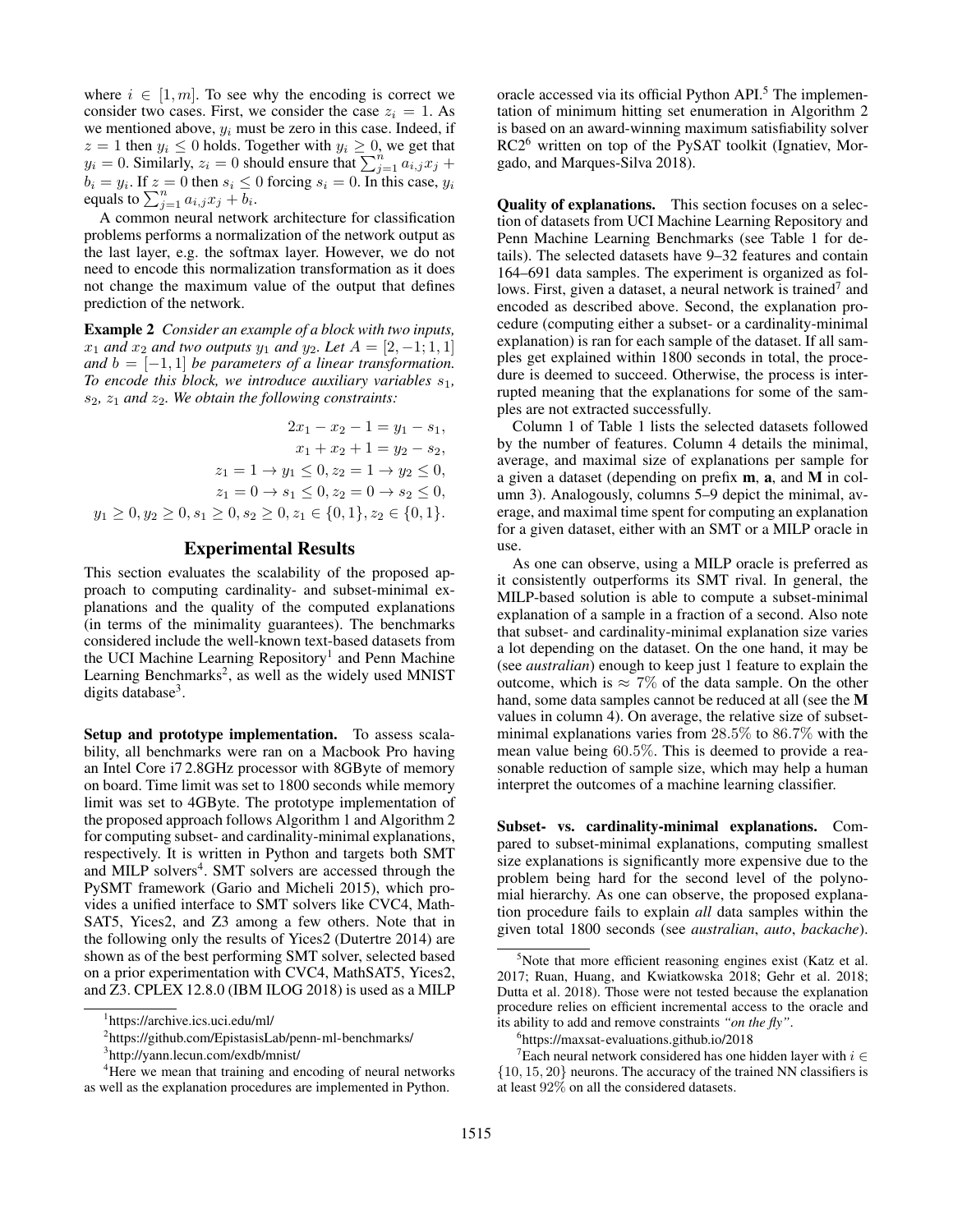where $i \in [1, m]$. To see why the encoding is correct we consider two cases. First, we consider the case $z_i = 1$. As we mentioned above, $y_i$ must be zero in this case. Indeed, if $z = 1$ then $y_i \leq 0$ holds. Together with $y_i \geq 0$, we get that $y_i = 0$. Similarly, $z_i = 0$ should ensure that $\sum_{j=1}^{n} a_{i,j}x_j + b_i = y_i$. If $z = 0$ then $s_i \leq 0$ forcing $s_i = 0$. In this case, $y_i$ equals to $\sum_{j=1}^{n} a_{i,j}x_j + b_i$.

A common neural network architecture for classification problems performs a normalization of the network output as the last layer, e.g. the softmax layer. However, we do not need to encode this normalization transformation as it does not change the maximum value of the output that defines prediction of the network.

**Example 2** *Consider an example of a block with two inputs, $x_1$ and $x_2$ and two outputs $y_1$ and $y_2$. Let $A = [2, -1; 1, 1]$ and $b = [-1, 1]$ be parameters of a linear transformation. To encode this block, we introduce auxiliary variables $s_1$, $s_2$, $z_1$ and $z_2$. We obtain the following constraints:*

$$
\begin{aligned}
2x_1 - x_2 - 1 = y_1 - s_1, \\
x_1 + x_2 + 1 = y_2 - s_2, \\
z_1 = 1 \rightarrow y_1 \leq 0, z_2 = 1 \rightarrow y_2 \leq 0, \\
z_1 = 0 \rightarrow s_1 \leq 0, z_2 = 0 \rightarrow s_2 \leq 0, \\
y_1 \geq 0, y_2 \geq 0, s_1 \geq 0, s_2 \geq 0, z_1 \in \{0, 1\}, z_2 \in \{0, 1\}.
\end{aligned}
$$

## Experimental Results

This section evaluates the scalability of the proposed approach to computing cardinality- and subset-minimal explanations and the quality of the computed explanations (in terms of the minimality guarantees). The benchmarks considered include the well-known text-based datasets from the UCI Machine Learning Repository[1] and Penn Machine Learning Benchmarks[2], as well as the widely used MNIST digits database[3].

**Setup and prototype implementation.** To assess scalability, all benchmarks were ran on a Macbook Pro having an Intel Core i7 2.8GHz processor with 8GByte of memory on board. Time limit was set to 1800 seconds while memory limit was set to 4GByte. The prototype implementation of the proposed approach follows Algorithm 1 and Algorithm 2 for computing subset- and cardinality-minimal explanations, respectively. It is written in Python and targets both SMT and MILP solvers[4]. SMT solvers are accessed through the PySMT framework (Gario and Micheli 2015), which provides a unified interface to SMT solvers like CVC4, MathSAT5, Yices2, and Z3 among a few others. Note that in the following only the results of Yices2 (Dutertre 2014) are shown as of the best performing SMT solver, selected based on a prior experimentation with CVC4, MathSAT5, Yices2, and Z3. CPLEX 12.8.0 (IBM ILOG 2018) is used as a MILP oracle accessed via its official Python API.[5] The implementation of minimum hitting set enumeration in Algorithm 2 is based on an award-winning maximum satisfiability solver RC2[6] written on top of the PySAT toolkit (Ignatiev, Morgado, and Marques-Silva 2018).

**Quality of explanations.** This section focuses on a selection of datasets from UCI Machine Learning Repository and Penn Machine Learning Benchmarks (see Table 1 for details). The selected datasets have 9–32 features and contain 164–691 data samples. The experiment is organized as follows. First, given a dataset, a neural network is trained[7] and encoded as described above. Second, the explanation procedure (computing either a subset- or a cardinality-minimal explanation) is ran for each sample of the dataset. If all samples get explained within 1800 seconds in total, the procedure is deemed to succeed. Otherwise, the process is interrupted meaning that the explanations for some of the samples are not extracted successfully.

Column 1 of Table 1 lists the selected datasets followed by the number of features. Column 4 details the minimal, average, and maximal size of explanations per sample for a given a dataset (depending on prefix **m**, **a**, and **M** in column 3). Analogously, columns 5–9 depict the minimal, average, and maximal time spent for computing an explanation for a given dataset, either with an SMT or a MILP oracle in use.

As one can observe, using a MILP oracle is preferred as it consistently outperforms its SMT rival. In general, the MILP-based solution is able to compute a subset-minimal explanation of a sample in a fraction of a second. Also note that subset- and cardinality-minimal explanation size varies a lot depending on the dataset. On the one hand, it may be (see *australian*) enough to keep just 1 feature to explain the outcome, which is $\approx$ 7% of the data sample. On the other hand, some data samples cannot be reduced at all (see the **M** values in column 4). On average, the relative size of subset-minimal explanations varies from 28.5% to 86.7% with the mean value being 60.5%. This is deemed to provide a reasonable reduction of sample size, which may help a human interpret the outcomes of a machine learning classifier.

**Subset- vs. cardinality-minimal explanations.** Compared to subset-minimal explanations, computing smallest size explanations is significantly more expensive due to the problem being hard for the second level of the polynomial hierarchy. As one can observe, the proposed explanation procedure fails to explain *all* data samples within the given total 1800 seconds (see *australian*, *auto*, *backache*).

[1] https://archive.ics.uci.edu/ml/

[2] https://github.com/EpistasisLab/penn-ml-benchmarks/

[3] http://yann.lecun.com/exdb/mnist/

[4] Here we mean that training and encoding of neural networks as well as the explanation procedures are implemented in Python.

[5] Note that more efficient reasoning engines exist (Katz et al. 2017; Ruan, Huang, and Kwiatkowska 2018; Gehr et al. 2018; Dutta et al. 2018). Those were not tested because the explanation procedure relies on efficient incremental access to the oracle and its ability to add and remove constraints *"on the fly"*.

[6] https://maxsat-evaluations.github.io/2018

[7] Each neural network considered has one hidden layer with $i \in \{10, 15, 20\}$ neurons. The accuracy of the trained NN classifiers is at least 92% on all the considered datasets.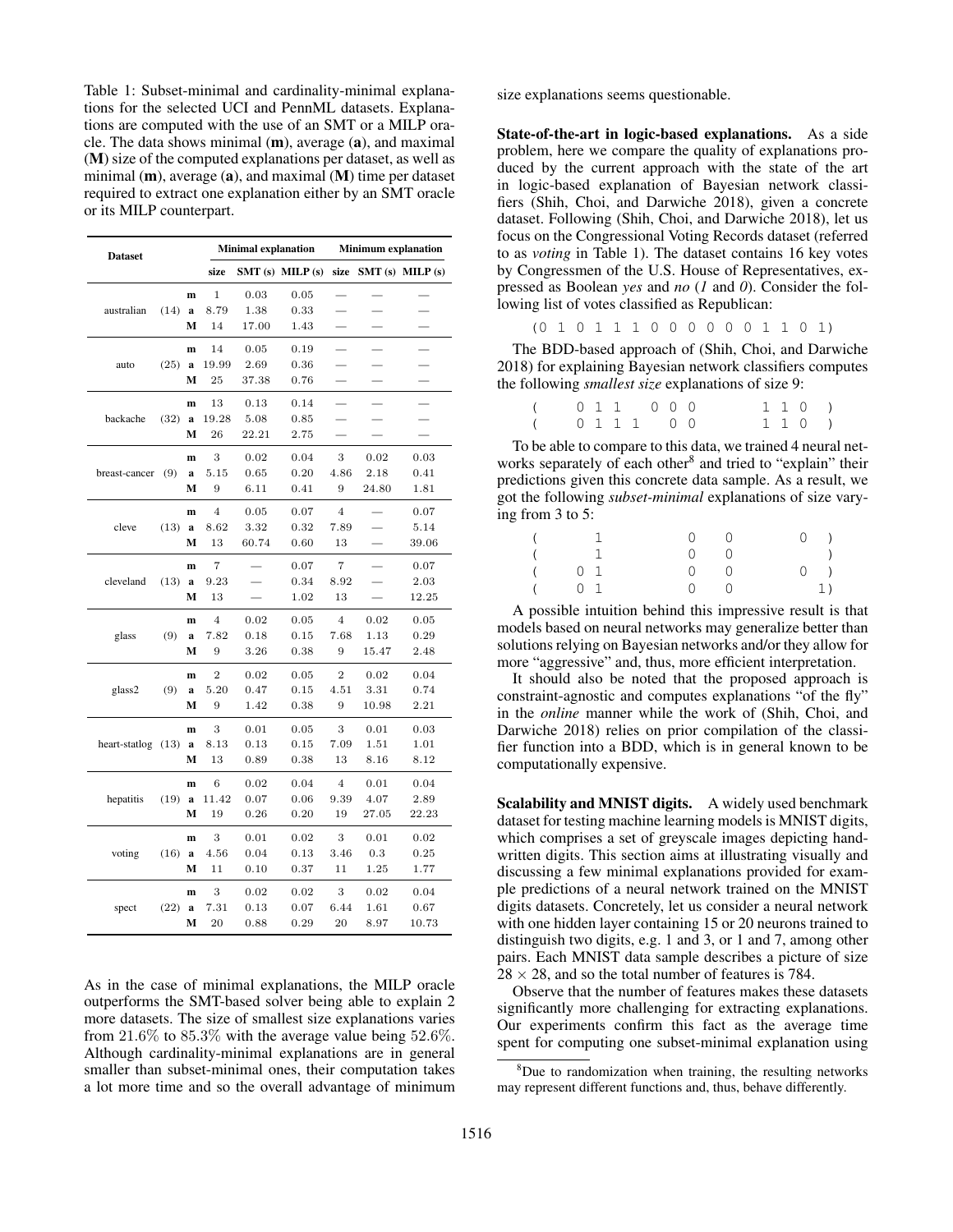Table 1: Subset-minimal and cardinality-minimal explanations for the selected UCI and PennML datasets. Explanations are computed with the use of an SMT or a MILP oracle. The data shows minimal (**m**), average (**a**), and maximal (**M**) size of the computed explanations per dataset, as well as minimal (**m**), average (**a**), and maximal (**M**) time per dataset required to extract one explanation either by an SMT oracle or its MILP counterpart.

| Dataset | | | Minimal explanation | | | Minimum explanation | | |
|---|---|---|---|---|---|---|---|---|
| | | | size | SMT (s) | MILP (s) | size | SMT (s) | MILP (s) |
| australian | (14) | **m** | 1 | 0.03 | 0.05 | — | — | — |
| | | **a** | 8.79 | 1.38 | 0.33 | — | — | — |
| | | **M** | 14 | 17.00 | 1.43 | — | — | — |
| auto | (25) | **m** | 14 | 0.05 | 0.19 | — | — | — |
| | | **a** | 19.99 | 2.69 | 0.36 | — | — | — |
| | | **M** | 25 | 37.38 | 0.76 | — | — | — |
| backache | (32) | **m** | 13 | 0.13 | 0.14 | — | — | — |
| | | **a** | 19.28 | 5.08 | 0.85 | — | — | — |
| | | **M** | 26 | 22.21 | 2.75 | — | — | — |
| breast-cancer | (9) | **m** | 3 | 0.02 | 0.04 | 3 | 0.02 | 0.03 |
| | | **a** | 5.15 | 0.65 | 0.20 | 4.86 | 2.18 | 0.41 |
| | | **M** | 9 | 6.11 | 0.41 | 9 | 24.80 | 1.81 |
| cleve | (13) | **m** | 4 | 0.05 | 0.07 | 4 | — | 0.07 |
| | | **a** | 8.62 | 3.32 | 0.32 | 7.89 | — | 5.14 |
| | | **M** | 13 | 60.74 | 0.60 | 13 | — | 39.06 |
| cleveland | (13) | **m** | 7 | — | 0.07 | 7 | — | 0.07 |
| | | **a** | 9.23 | — | 0.34 | 8.92 | — | 2.03 |
| | | **M** | 13 | — | 1.02 | 13 | — | 12.25 |
| glass | (9) | **m** | 4 | 0.02 | 0.05 | 4 | 0.02 | 0.05 |
| | | **a** | 7.82 | 0.18 | 0.15 | 7.68 | 1.13 | 0.29 |
| | | **M** | 9 | 3.26 | 0.38 | 9 | 15.47 | 2.48 |
| glass2 | (9) | **m** | 2 | 0.02 | 0.05 | 2 | 0.02 | 0.04 |
| | | **a** | 5.20 | 0.47 | 0.15 | 4.51 | 3.31 | 0.74 |
| | | **M** | 9 | 1.42 | 0.38 | 9 | 10.98 | 2.21 |
| heart-statlog | (13) | **m** | 3 | 0.01 | 0.05 | 3 | 0.01 | 0.03 |
| | | **a** | 8.13 | 0.13 | 0.15 | 7.09 | 1.51 | 1.01 |
| | | **M** | 13 | 0.89 | 0.38 | 13 | 8.16 | 8.12 |
| hepatitis | (19) | **m** | 6 | 0.02 | 0.04 | 4 | 0.01 | 0.04 |
| | | **a** | 11.42 | 0.07 | 0.06 | 9.39 | 4.07 | 2.89 |
| | | **M** | 19 | 0.26 | 0.20 | 19 | 27.05 | 22.23 |
| voting | (16) | **m** | 3 | 0.01 | 0.02 | 3 | 0.01 | 0.02 |
| | | **a** | 4.56 | 0.04 | 0.13 | 3.46 | 0.3 | 0.25 |
| | | **M** | 11 | 0.10 | 0.37 | 11 | 1.25 | 1.77 |
| spect | (22) | **m** | 3 | 0.02 | 0.02 | 3 | 0.02 | 0.04 |
| | | **a** | 7.31 | 0.13 | 0.07 | 6.44 | 1.61 | 0.67 |
| | | **M** | 20 | 0.88 | 0.29 | 20 | 8.97 | 10.73 |

As in the case of minimal explanations, the MILP oracle outperforms the SMT-based solver being able to explain 2 more datasets. The size of smallest size explanations varies from 21.6% to 85.3% with the average value being 52.6%. Although cardinality-minimal explanations are in general smaller than subset-minimal ones, their computation takes a lot more time and so the overall advantage of minimum size explanations seems questionable.

**State-of-the-art in logic-based explanations.** As a side problem, here we compare the quality of explanations produced by the current approach with the state of the art in logic-based explanation of Bayesian network classifiers (Shih, Choi, and Darwiche 2018), given a concrete dataset. Following (Shih, Choi, and Darwiche 2018), let us focus on the Congressional Voting Records dataset (referred to as *voting* in Table 1). The dataset contains 16 key votes by Congressmen of the U.S. House of Representatives, expressed as Boolean *yes* and *no* (*1* and *0*). Consider the following list of votes classified as Republican:

```
(0 1 0 1 1 1 0 0 0 0 0 0 1 1 0 1)
```

The BDD-based approach of (Shih, Choi, and Darwiche 2018) for explaining Bayesian network classifiers computes the following *smallest size* explanations of size 9:

```
(    0 1 1   0 0 0       1 1 0  )
(    0 1 1 1   0 0       1 1 0  )
```

To be able to compare to this data, we trained 4 neural networks separately of each other[8] and tried to "explain" their predictions given this concrete data sample. As a result, we got the following *subset-minimal* explanations of size varying from 3 to 5:

```
(      1         0   0         0  )
(      1         0   0            )
(    0 1         0   0         0  )
(    0 1         0   0           1)
```

A possible intuition behind this impressive result is that models based on neural networks may generalize better than solutions relying on Bayesian networks and/or they allow for more "aggressive" and, thus, more efficient interpretation.

It should also be noted that the proposed approach is constraint-agnostic and computes explanations "of the fly" in the *online* manner while the work of (Shih, Choi, and Darwiche 2018) relies on prior compilation of the classifier function into a BDD, which is in general known to be computationally expensive.

**Scalability and MNIST digits.** A widely used benchmark dataset for testing machine learning models is MNIST digits, which comprises a set of greyscale images depicting handwritten digits. This section aims at illustrating visually and discussing a few minimal explanations provided for example predictions of a neural network trained on the MNIST digits datasets. Concretely, let us consider a neural network with one hidden layer containing 15 or 20 neurons trained to distinguish two digits, e.g. 1 and 3, or 1 and 7, among other pairs. Each MNIST data sample describes a picture of size $28 \times 28$, and so the total number of features is 784.

Observe that the number of features makes these datasets significantly more challenging for extracting explanations. Our experiments confirm this fact as the average time spent for computing one subset-minimal explanation using

[8] Due to randomization when training, the resulting networks may represent different functions and, thus, behave differently.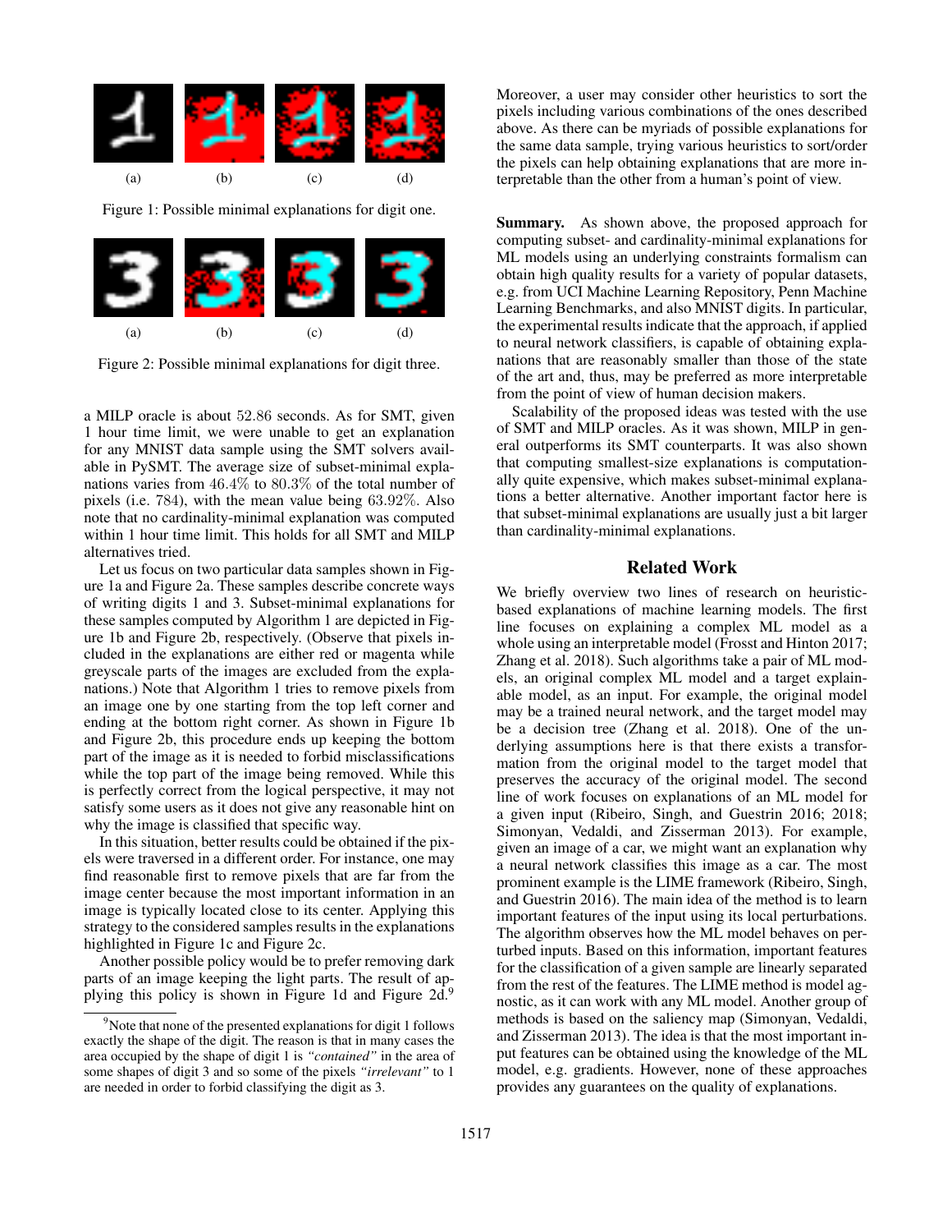(a) (b) (c) (d)

Figure 1: Possible minimal explanations for digit one.

(a) (b) (c) (d)

Figure 2: Possible minimal explanations for digit three.

a MILP oracle is about 52.86 seconds. As for SMT, given 1 hour time limit, we were unable to get an explanation for any MNIST data sample using the SMT solvers available in PySMT. The average size of subset-minimal explanations varies from 46.4% to 80.3% of the total number of pixels (i.e. 784), with the mean value being 63.92%. Also note that no cardinality-minimal explanation was computed within 1 hour time limit. This holds for all SMT and MILP alternatives tried.

Let us focus on two particular data samples shown in Figure 1a and Figure 2a. These samples describe concrete ways of writing digits 1 and 3. Subset-minimal explanations for these samples computed by Algorithm 1 are depicted in Figure 1b and Figure 2b, respectively. (Observe that pixels included in the explanations are either red or magenta while greyscale parts of the images are excluded from the explanations.) Note that Algorithm 1 tries to remove pixels from an image one by one starting from the top left corner and ending at the bottom right corner. As shown in Figure 1b and Figure 2b, this procedure ends up keeping the bottom part of the image as it is needed to forbid misclassifications while the top part of the image being removed. While this is perfectly correct from the logical perspective, it may not satisfy some users as it does not give any reasonable hint on why the image is classified that specific way.

In this situation, better results could be obtained if the pixels were traversed in a different order. For instance, one may find reasonable first to remove pixels that are far from the image center because the most important information in an image is typically located close to its center. Applying this strategy to the considered samples results in the explanations highlighted in Figure 1c and Figure 2c.

Another possible policy would be to prefer removing dark parts of an image keeping the light parts. The result of applying this policy is shown in Figure 1d and Figure 2d.[9]

[9] Note that none of the presented explanations for digit 1 follows exactly the shape of the digit. The reason is that in many cases the area occupied by the shape of digit 1 is *"contained"* in the area of some shapes of digit 3 and so some of the pixels *"irrelevant"* to 1 are needed in order to forbid classifying the digit as 3.

Moreover, a user may consider other heuristics to sort the pixels including various combinations of the ones described above. As there can be myriads of possible explanations for the same data sample, trying various heuristics to sort/order the pixels can help obtaining explanations that are more interpretable than the other from a human's point of view.

**Summary.** As shown above, the proposed approach for computing subset- and cardinality-minimal explanations for ML models using an underlying constraints formalism can obtain high quality results for a variety of popular datasets, e.g. from UCI Machine Learning Repository, Penn Machine Learning Benchmarks, and also MNIST digits. In particular, the experimental results indicate that the approach, if applied to neural network classifiers, is capable of obtaining explanations that are reasonably smaller than those of the state of the art and, thus, may be preferred as more interpretable from the point of view of human decision makers.

Scalability of the proposed ideas was tested with the use of SMT and MILP oracles. As it was shown, MILP in general outperforms its SMT counterparts. It was also shown that computing smallest-size explanations is computationally quite expensive, which makes subset-minimal explanations a better alternative. Another important factor here is that subset-minimal explanations are usually just a bit larger than cardinality-minimal explanations.

## Related Work

We briefly overview two lines of research on heuristic-based explanations of machine learning models. The first line focuses on explaining a complex ML model as a whole using an interpretable model (Frosst and Hinton 2017; Zhang et al. 2018). Such algorithms take a pair of ML models, an original complex ML model and a target explainable model, as an input. For example, the original model may be a trained neural network, and the target model may be a decision tree (Zhang et al. 2018). One of the underlying assumptions here is that there exists a transformation from the original model to the target model that preserves the accuracy of the original model. The second line of work focuses on explanations of an ML model for a given input (Ribeiro, Singh, and Guestrin 2016; 2018; Simonyan, Vedaldi, and Zisserman 2013). For example, given an image of a car, we might want an explanation why a neural network classifies this image as a car. The most prominent example is the LIME framework (Ribeiro, Singh, and Guestrin 2016). The main idea of the method is to learn important features of the input using its local perturbations. The algorithm observes how the ML model behaves on perturbed inputs. Based on this information, important features for the classification of a given sample are linearly separated from the rest of the features. The LIME method is model agnostic, as it can work with any ML model. Another group of methods is based on the saliency map (Simonyan, Vedaldi, and Zisserman 2013). The idea is that the most important input features can be obtained using the knowledge of the ML model, e.g. gradients. However, none of these approaches provides any guarantees on the quality of explanations.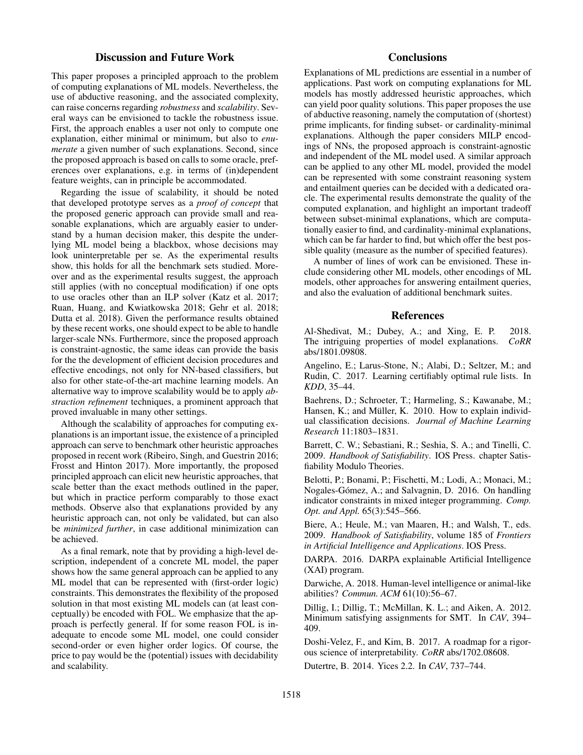## Discussion and Future Work

This paper proposes a principled approach to the problem of computing explanations of ML models. Nevertheless, the use of abductive reasoning, and the associated complexity, can raise concerns regarding *robustness* and *scalability*. Several ways can be envisioned to tackle the robustness issue. First, the approach enables a user not only to compute one explanation, either minimal or minimum, but also to *enumerate* a given number of such explanations. Second, since the proposed approach is based on calls to some oracle, preferences over explanations, e.g. in terms of (in)dependent feature weights, can in principle be accommodated.

Regarding the issue of scalability, it should be noted that developed prototype serves as a *proof of concept* that the proposed generic approach can provide small and reasonable explanations, which are arguably easier to understand by a human decision maker, this despite the underlying ML model being a blackbox, whose decisions may look uninterpretable per se. As the experimental results show, this holds for all the benchmark sets studied. Moreover and as the experimental results suggest, the approach still applies (with no conceptual modification) if one opts to use oracles other than an ILP solver (Katz et al. 2017; Ruan, Huang, and Kwiatkowska 2018; Gehr et al. 2018; Dutta et al. 2018). Given the performance results obtained by these recent works, one should expect to be able to handle larger-scale NNs. Furthermore, since the proposed approach is constraint-agnostic, the same ideas can provide the basis for the the development of efficient decision procedures and effective encodings, not only for NN-based classifiers, but also for other state-of-the-art machine learning models. An alternative way to improve scalability would be to apply *abstraction refinement* techniques, a prominent approach that proved invaluable in many other settings.

Although the scalability of approaches for computing explanations is an important issue, the existence of a principled approach can serve to benchmark other heuristic approaches proposed in recent work (Ribeiro, Singh, and Guestrin 2016; Frosst and Hinton 2017). More importantly, the proposed principled approach can elicit new heuristic approaches, that scale better than the exact methods outlined in the paper, but which in practice perform comparably to those exact methods. Observe also that explanations provided by any heuristic approach can, not only be validated, but can also be *minimized further*, in case additional minimization can be achieved.

As a final remark, note that by providing a high-level description, independent of a concrete ML model, the paper shows how the same general approach can be applied to any ML model that can be represented with (first-order logic) constraints. This demonstrates the flexibility of the proposed solution in that most existing ML models can (at least conceptually) be encoded with FOL. We emphasize that the approach is perfectly general. If for some reason FOL is inadequate to encode some ML model, one could consider second-order or even higher order logics. Of course, the price to pay would be the (potential) issues with decidability and scalability.

## Conclusions

Explanations of ML predictions are essential in a number of applications. Past work on computing explanations for ML models has mostly addressed heuristic approaches, which can yield poor quality solutions. This paper proposes the use of abductive reasoning, namely the computation of (shortest) prime implicants, for finding subset- or cardinality-minimal explanations. Although the paper considers MILP encodings of NNs, the proposed approach is constraint-agnostic and independent of the ML model used. A similar approach can be applied to any other ML model, provided the model can be represented with some constraint reasoning system and entailment queries can be decided with a dedicated oracle. The experimental results demonstrate the quality of the computed explanation, and highlight an important tradeoff between subset-minimal explanations, which are computationally easier to find, and cardinality-minimal explanations, which can be far harder to find, but which offer the best possible quality (measure as the number of specified features).

A number of lines of work can be envisioned. These include considering other ML models, other encodings of ML models, other approaches for answering entailment queries, and also the evaluation of additional benchmark suites.

## References

Al-Shedivat, M.; Dubey, A.; and Xing, E. P. 2018. The intriguing properties of model explanations. *CoRR* abs/1801.09808.

Angelino, E.; Larus-Stone, N.; Alabi, D.; Seltzer, M.; and Rudin, C. 2017. Learning certifiably optimal rule lists. In *KDD*, 35–44.

Baehrens, D.; Schroeter, T.; Harmeling, S.; Kawanabe, M.; Hansen, K.; and Müller, K. 2010. How to explain individual classification decisions. *Journal of Machine Learning Research* 11:1803–1831.

Barrett, C. W.; Sebastiani, R.; Seshia, S. A.; and Tinelli, C. 2009. *Handbook of Satisfiability*. IOS Press. chapter Satisfiability Modulo Theories.

Belotti, P.; Bonami, P.; Fischetti, M.; Lodi, A.; Monaci, M.; Nogales-Gómez, A.; and Salvagnin, D. 2016. On handling indicator constraints in mixed integer programming. *Comp. Opt. and Appl.* 65(3):545–566.

Biere, A.; Heule, M.; van Maaren, H.; and Walsh, T., eds. 2009. *Handbook of Satisfiability*, volume 185 of *Frontiers in Artificial Intelligence and Applications*. IOS Press.

DARPA. 2016. DARPA explainable Artificial Intelligence (XAI) program.

Darwiche, A. 2018. Human-level intelligence or animal-like abilities? *Commun. ACM* 61(10):56–67.

Dillig, I.; Dillig, T.; McMillan, K. L.; and Aiken, A. 2012. Minimum satisfying assignments for SMT. In *CAV*, 394–409.

Doshi-Velez, F., and Kim, B. 2017. A roadmap for a rigorous science of interpretability. *CoRR* abs/1702.08608.

Dutertre, B. 2014. Yices 2.2. In *CAV*, 737–744.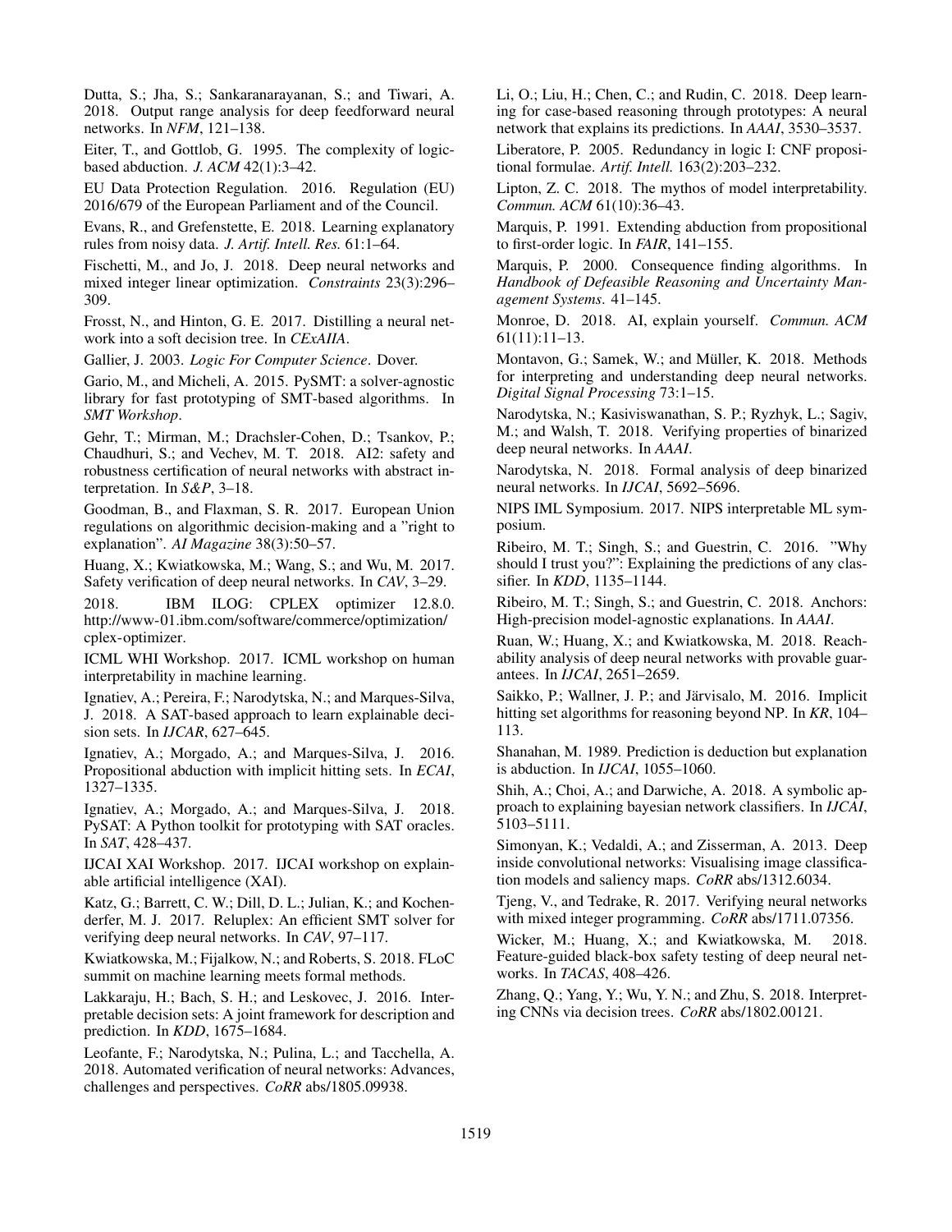Dutta, S.; Jha, S.; Sankaranarayanan, S.; and Tiwari, A. 2018. Output range analysis for deep feedforward neural networks. In *NFM*, 121–138.

Eiter, T., and Gottlob, G. 1995. The complexity of logic-based abduction. *J. ACM* 42(1):3–42.

EU Data Protection Regulation. 2016. Regulation (EU) 2016/679 of the European Parliament and of the Council.

Evans, R., and Grefenstette, E. 2018. Learning explanatory rules from noisy data. *J. Artif. Intell. Res.* 61:1–64.

Fischetti, M., and Jo, J. 2018. Deep neural networks and mixed integer linear optimization. *Constraints* 23(3):296–309.

Frosst, N., and Hinton, G. E. 2017. Distilling a neural network into a soft decision tree. In *CExAIIA*.

Gallier, J. 2003. *Logic For Computer Science*. Dover.

Gario, M., and Micheli, A. 2015. PySMT: a solver-agnostic library for fast prototyping of SMT-based algorithms. In *SMT Workshop*.

Gehr, T.; Mirman, M.; Drachsler-Cohen, D.; Tsankov, P.; Chaudhuri, S.; and Vechev, M. T. 2018. AI2: safety and robustness certification of neural networks with abstract interpretation. In *S&P*, 3–18.

Goodman, B., and Flaxman, S. R. 2017. European Union regulations on algorithmic decision-making and a "right to explanation". *AI Magazine* 38(3):50–57.

Huang, X.; Kwiatkowska, M.; Wang, S.; and Wu, M. 2017. Safety verification of deep neural networks. In *CAV*, 3–29.

2018. IBM ILOG: CPLEX optimizer 12.8.0. http://www-01.ibm.com/software/commerce/optimization/cplex-optimizer.

ICML WHI Workshop. 2017. ICML workshop on human interpretability in machine learning.

Ignatiev, A.; Pereira, F.; Narodytska, N.; and Marques-Silva, J. 2018. A SAT-based approach to learn explainable decision sets. In *IJCAR*, 627–645.

Ignatiev, A.; Morgado, A.; and Marques-Silva, J. 2016. Propositional abduction with implicit hitting sets. In *ECAI*, 1327–1335.

Ignatiev, A.; Morgado, A.; and Marques-Silva, J. 2018. PySAT: A Python toolkit for prototyping with SAT oracles. In *SAT*, 428–437.

IJCAI XAI Workshop. 2017. IJCAI workshop on explainable artificial intelligence (XAI).

Katz, G.; Barrett, C. W.; Dill, D. L.; Julian, K.; and Kochenderfer, M. J. 2017. Reluplex: An efficient SMT solver for verifying deep neural networks. In *CAV*, 97–117.

Kwiatkowska, M.; Fijalkow, N.; and Roberts, S. 2018. FLoC summit on machine learning meets formal methods.

Lakkaraju, H.; Bach, S. H.; and Leskovec, J. 2016. Interpretable decision sets: A joint framework for description and prediction. In *KDD*, 1675–1684.

Leofante, F.; Narodytska, N.; Pulina, L.; and Tacchella, A. 2018. Automated verification of neural networks: Advances, challenges and perspectives. *CoRR* abs/1805.09938.

Li, O.; Liu, H.; Chen, C.; and Rudin, C. 2018. Deep learning for case-based reasoning through prototypes: A neural network that explains its predictions. In *AAAI*, 3530–3537.

Liberatore, P. 2005. Redundancy in logic I: CNF propositional formulae. *Artif. Intell.* 163(2):203–232.

Lipton, Z. C. 2018. The mythos of model interpretability. *Commun. ACM* 61(10):36–43.

Marquis, P. 1991. Extending abduction from propositional to first-order logic. In *FAIR*, 141–155.

Marquis, P. 2000. Consequence finding algorithms. In *Handbook of Defeasible Reasoning and Uncertainty Management Systems*. 41–145.

Monroe, D. 2018. AI, explain yourself. *Commun. ACM* 61(11):11–13.

Montavon, G.; Samek, W.; and Müller, K. 2018. Methods for interpreting and understanding deep neural networks. *Digital Signal Processing* 73:1–15.

Narodytska, N.; Kasiviswanathan, S. P.; Ryzhyk, L.; Sagiv, M.; and Walsh, T. 2018. Verifying properties of binarized deep neural networks. In *AAAI*.

Narodytska, N. 2018. Formal analysis of deep binarized neural networks. In *IJCAI*, 5692–5696.

NIPS IML Symposium. 2017. NIPS interpretable ML symposium.

Ribeiro, M. T.; Singh, S.; and Guestrin, C. 2016. "Why should I trust you?": Explaining the predictions of any classifier. In *KDD*, 1135–1144.

Ribeiro, M. T.; Singh, S.; and Guestrin, C. 2018. Anchors: High-precision model-agnostic explanations. In *AAAI*.

Ruan, W.; Huang, X.; and Kwiatkowska, M. 2018. Reachability analysis of deep neural networks with provable guarantees. In *IJCAI*, 2651–2659.

Saikko, P.; Wallner, J. P.; and Järvisalo, M. 2016. Implicit hitting set algorithms for reasoning beyond NP. In *KR*, 104–113.

Shanahan, M. 1989. Prediction is deduction but explanation is abduction. In *IJCAI*, 1055–1060.

Shih, A.; Choi, A.; and Darwiche, A. 2018. A symbolic approach to explaining bayesian network classifiers. In *IJCAI*, 5103–5111.

Simonyan, K.; Vedaldi, A.; and Zisserman, A. 2013. Deep inside convolutional networks: Visualising image classification models and saliency maps. *CoRR* abs/1312.6034.

Tjeng, V., and Tedrake, R. 2017. Verifying neural networks with mixed integer programming. *CoRR* abs/1711.07356.

Wicker, M.; Huang, X.; and Kwiatkowska, M. 2018. Feature-guided black-box safety testing of deep neural networks. In *TACAS*, 408–426.

Zhang, Q.; Yang, Y.; Wu, Y. N.; and Zhu, S. 2018. Interpreting CNNs via decision trees. *CoRR* abs/1802.00121.